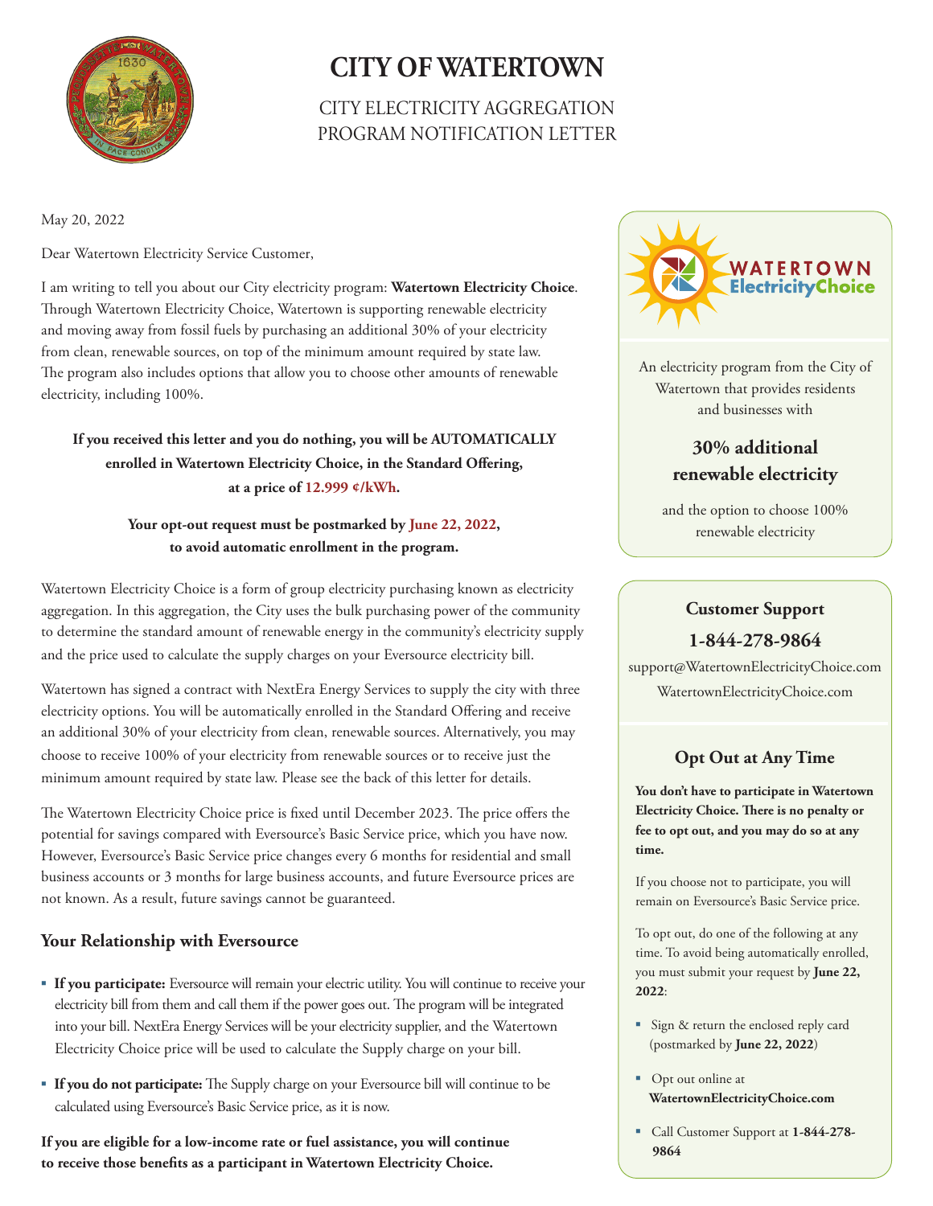# CITY OF WATERTOWN

CITY ELECTRICITY AGGREGATION
PROGRAM NOTIFICATION LETTER

May 20, 2022

Dear Watertown Electricity Service Customer,

I am writing to tell you about our City electricity program: **Watertown Electricity Choice**. Through Watertown Electricity Choice, Watertown is supporting renewable electricity and moving away from fossil fuels by purchasing an additional 30% of your electricity from clean, renewable sources, on top of the minimum amount required by state law. The program also includes options that allow you to choose other amounts of renewable electricity, including 100%.

**If you received this letter and you do nothing, you will be AUTOMATICALLY enrolled in Watertown Electricity Choice, in the Standard Offering, at a price of 12.999 ¢/kWh.**

**Your opt-out request must be postmarked by June 22, 2022, to avoid automatic enrollment in the program.**

Watertown Electricity Choice is a form of group electricity purchasing known as electricity aggregation. In this aggregation, the City uses the bulk purchasing power of the community to determine the standard amount of renewable energy in the community's electricity supply and the price used to calculate the supply charges on your Eversource electricity bill.

Watertown has signed a contract with NextEra Energy Services to supply the city with three electricity options. You will be automatically enrolled in the Standard Offering and receive an additional 30% of your electricity from clean, renewable sources. Alternatively, you may choose to receive 100% of your electricity from renewable sources or to receive just the minimum amount required by state law. Please see the back of this letter for details.

The Watertown Electricity Choice price is fixed until December 2023. The price offers the potential for savings compared with Eversource's Basic Service price, which you have now. However, Eversource's Basic Service price changes every 6 months for residential and small business accounts or 3 months for large business accounts, and future Eversource prices are not known. As a result, future savings cannot be guaranteed.

## Your Relationship with Eversource

- **If you participate:** Eversource will remain your electric utility. You will continue to receive your electricity bill from them and call them if the power goes out. The program will be integrated into your bill. NextEra Energy Services will be your electricity supplier, and the Watertown Electricity Choice price will be used to calculate the Supply charge on your bill.
- **If you do not participate:** The Supply charge on your Eversource bill will continue to be calculated using Eversource's Basic Service price, as it is now.

**If you are eligible for a low-income rate or fuel assistance, you will continue to receive those benefits as a participant in Watertown Electricity Choice.**

WATERTOWN ElectricityChoice

An electricity program from the City of Watertown that provides residents and businesses with

**30% additional renewable electricity**

and the option to choose 100% renewable electricity

### Customer Support

**1-844-278-9864**

support@WatertownElectricityChoice.com

WatertownElectricityChoice.com

### Opt Out at Any Time

**You don't have to participate in Watertown Electricity Choice. There is no penalty or fee to opt out, and you may do so at any time.**

If you choose not to participate, you will remain on Eversource's Basic Service price.

To opt out, do one of the following at any time. To avoid being automatically enrolled, you must submit your request by **June 22, 2022**:

- Sign & return the enclosed reply card (postmarked by **June 22, 2022**)
- Opt out online at **WatertownElectricityChoice.com**
- Call Customer Support at **1-844-278-9864**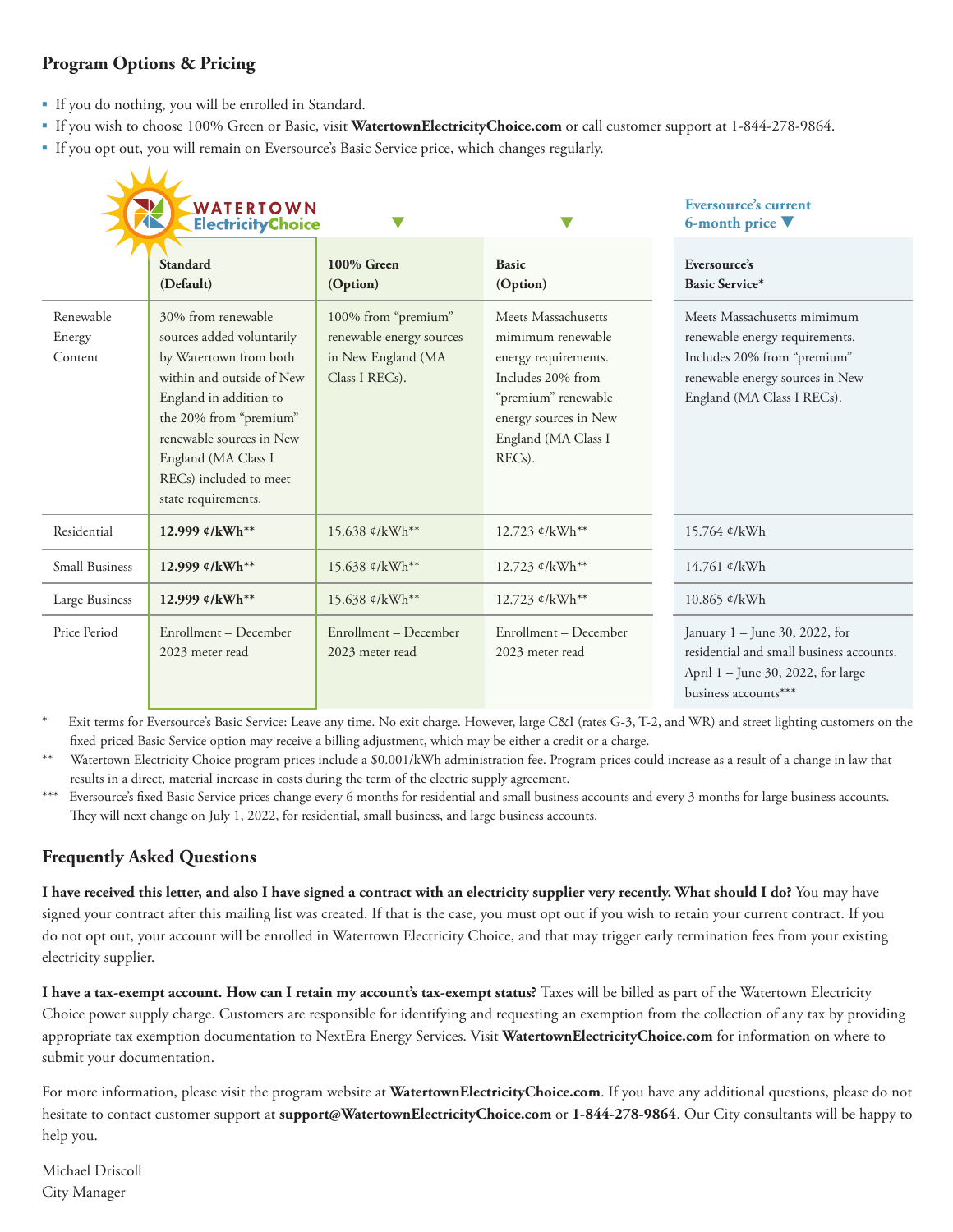## Program Options & Pricing

- If you do nothing, you will be enrolled in Standard.
- If you wish to choose 100% Green or Basic, visit **WatertownElectricityChoice.com** or call customer support at 1-844-278-9864.
- If you opt out, you will remain on Eversource's Basic Service price, which changes regularly.

| | Standard (Default) | 100% Green (Option) | Basic (Option) | Eversource's Basic Service* (Eversource's current 6-month price) |
|---|---|---|---|---|
| Renewable Energy Content | 30% from renewable sources added voluntarily by Watertown from both within and outside of New England in addition to the 20% from "premium" renewable sources in New England (MA Class I RECs) included to meet state requirements. | 100% from "premium" renewable energy sources in New England (MA Class I RECs). | Meets Massachusetts mimimum renewable energy requirements. Includes 20% from "premium" renewable energy sources in New England (MA Class I RECs). | Meets Massachusetts mimimum renewable energy requirements. Includes 20% from "premium" renewable energy sources in New England (MA Class I RECs). |
| Residential | **12.999 ¢/kWh****| 15.638 ¢/kWh** | 12.723 ¢/kWh** | 15.764 ¢/kWh |
| Small Business | **12.999 ¢/kWh**** | 15.638 ¢/kWh** | 12.723 ¢/kWh** | 14.761 ¢/kWh |
| Large Business | **12.999 ¢/kWh**** | 15.638 ¢/kWh** | 12.723 ¢/kWh** | 10.865 ¢/kWh |
| Price Period | Enrollment – December 2023 meter read | Enrollment – December 2023 meter read | Enrollment – December 2023 meter read | January 1 – June 30, 2022, for residential and small business accounts. April 1 – June 30, 2022, for large business accounts*** |

\* Exit terms for Eversource's Basic Service: Leave any time. No exit charge. However, large C&I (rates G-3, T-2, and WR) and street lighting customers on the fixed-priced Basic Service option may receive a billing adjustment, which may be either a credit or a charge.

** Watertown Electricity Choice program prices include a $0.001/kWh administration fee. Program prices could increase as a result of a change in law that results in a direct, material increase in costs during the term of the electric supply agreement.

*** Eversource's fixed Basic Service prices change every 6 months for residential and small business accounts and every 3 months for large business accounts. They will next change on July 1, 2022, for residential, small business, and large business accounts.

## Frequently Asked Questions

**I have received this letter, and also I have signed a contract with an electricity supplier very recently. What should I do?** You may have signed your contract after this mailing list was created. If that is the case, you must opt out if you wish to retain your current contract. If you do not opt out, your account will be enrolled in Watertown Electricity Choice, and that may trigger early termination fees from your existing electricity supplier.

**I have a tax-exempt account. How can I retain my account's tax-exempt status?** Taxes will be billed as part of the Watertown Electricity Choice power supply charge. Customers are responsible for identifying and requesting an exemption from the collection of any tax by providing appropriate tax exemption documentation to NextEra Energy Services. Visit **WatertownElectricityChoice.com** for information on where to submit your documentation.

For more information, please visit the program website at **WatertownElectricityChoice.com**. If you have any additional questions, please do not hesitate to contact customer support at **support@WatertownElectricityChoice.com** or **1-844-278-9864**. Our City consultants will be happy to help you.

Michael Driscoll
City Manager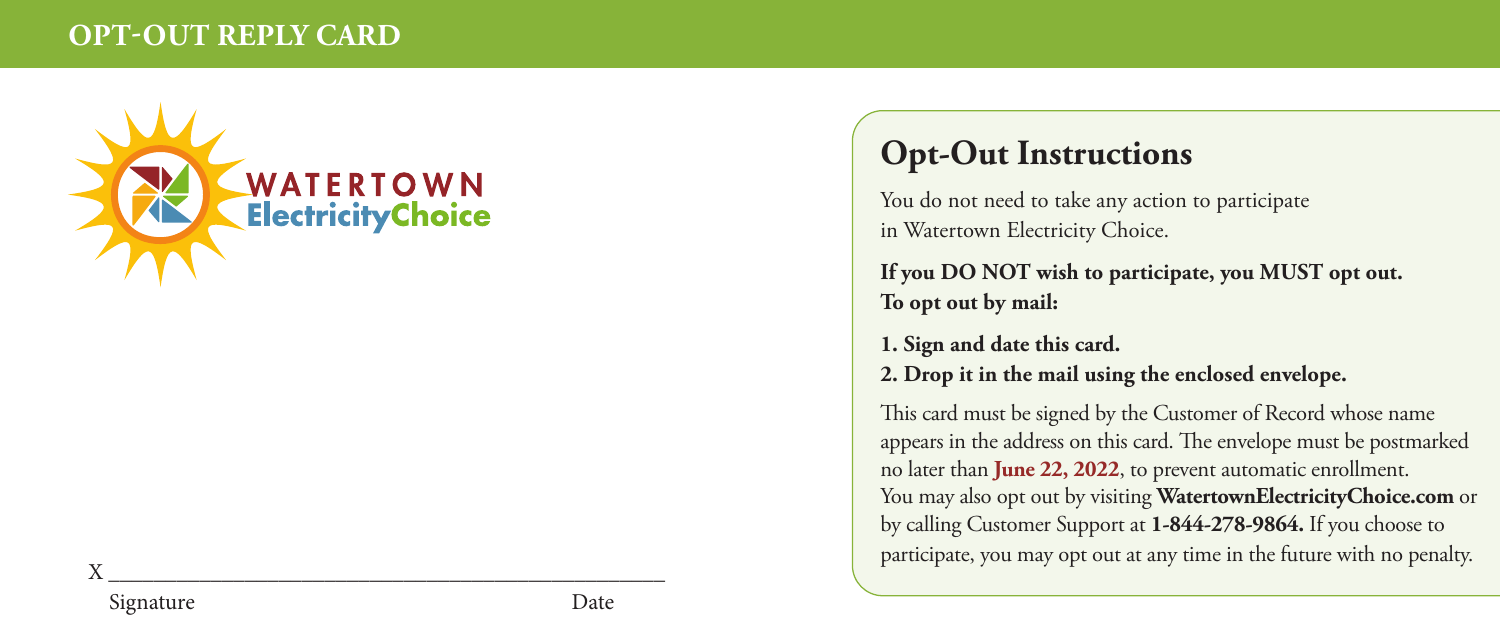## OPT-OUT REPLY CARD

WATERTOWN
ElectricityChoice

X ______________________________________________

Signature                                                                 Date

# Opt-Out Instructions

You do not need to take any action to participate in Watertown Electricity Choice.

**If you DO NOT wish to participate, you MUST opt out.**
**To opt out by mail:**

**1. Sign and date this card.**
**2. Drop it in the mail using the enclosed envelope.**

This card must be signed by the Customer of Record whose name appears in the address on this card. The envelope must be postmarked no later than **June 22, 2022**, to prevent automatic enrollment. You may also opt out by visiting **WatertownElectricityChoice.com** or by calling Customer Support at **1-844-278-9864.** If you choose to participate, you may opt out at any time in the future with no penalty.